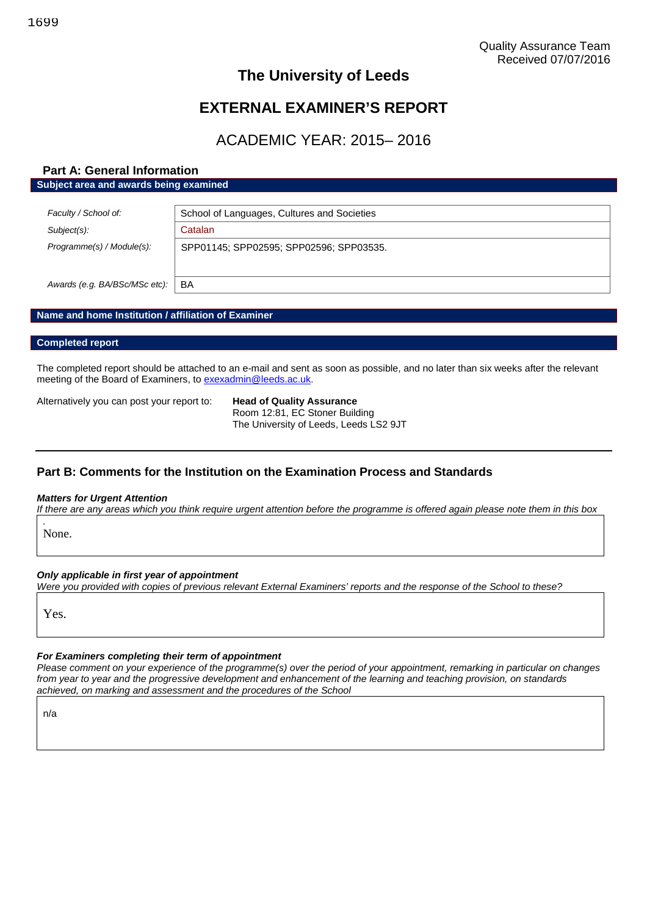Quality Assurance Team
Received 07/07/2016

# The University of Leeds

# EXTERNAL EXAMINER'S REPORT

## ACADEMIC YEAR: 2015– 2016

### Part A: General Information

**Subject area and awards being examined**

| | |
|---|---|
| *Faculty / School of:* | School of Languages, Cultures and Societies |
| *Subject(s):* | Catalan |
| *Programme(s) / Module(s):* | SPP01145; SPP02595; SPP02596; SPP03535. |
| *Awards (e.g. BA/BSc/MSc etc):* | BA |

**Name and home Institution / affiliation of Examiner**

**Completed report**

The completed report should be attached to an e-mail and sent as soon as possible, and no later than six weeks after the relevant meeting of the Board of Examiners, to exexadmin@leeds.ac.uk.

Alternatively you can post your report to: **Head of Quality Assurance**
Room 12:81, EC Stoner Building
The University of Leeds, Leeds LS2 9JT

### Part B: Comments for the Institution on the Examination Process and Standards

***Matters for Urgent Attention***

*If there are any areas which you think require urgent attention before the programme is offered again please note them in this box*

None.

***Only applicable in first year of appointment***

*Were you provided with copies of previous relevant External Examiners' reports and the response of the School to these?*

Yes.

***For Examiners completing their term of appointment***

*Please comment on your experience of the programme(s) over the period of your appointment, remarking in particular on changes from year to year and the progressive development and enhancement of the learning and teaching provision, on standards achieved, on marking and assessment and the procedures of the School*

n/a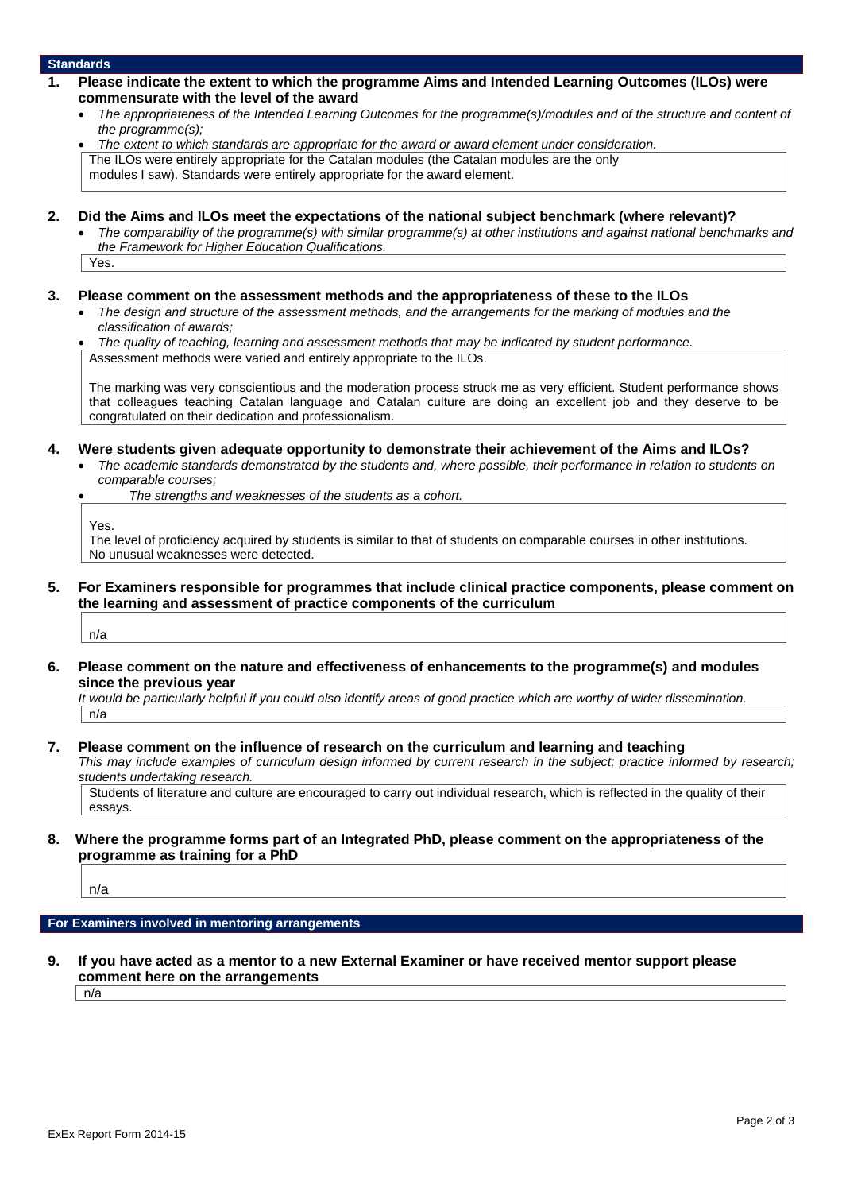## Standards

**1. Please indicate the extent to which the programme Aims and Intended Learning Outcomes (ILOs) were commensurate with the level of the award**

- *The appropriateness of the Intended Learning Outcomes for the programme(s)/modules and of the structure and content of the programme(s);*
- *The extent to which standards are appropriate for the award or award element under consideration.*

The ILOs were entirely appropriate for the Catalan modules (the Catalan modules are the only modules I saw). Standards were entirely appropriate for the award element.

**2. Did the Aims and ILOs meet the expectations of the national subject benchmark (where relevant)?**

- *The comparability of the programme(s) with similar programme(s) at other institutions and against national benchmarks and the Framework for Higher Education Qualifications.*

Yes.

**3. Please comment on the assessment methods and the appropriateness of these to the ILOs**

- *The design and structure of the assessment methods, and the arrangements for the marking of modules and the classification of awards;*
- *The quality of teaching, learning and assessment methods that may be indicated by student performance.*

Assessment methods were varied and entirely appropriate to the ILOs.

The marking was very conscientious and the moderation process struck me as very efficient. Student performance shows that colleagues teaching Catalan language and Catalan culture are doing an excellent job and they deserve to be congratulated on their dedication and professionalism.

**4. Were students given adequate opportunity to demonstrate their achievement of the Aims and ILOs?**

- *The academic standards demonstrated by the students and, where possible, their performance in relation to students on comparable courses;*
- *The strengths and weaknesses of the students as a cohort.*

Yes.
The level of proficiency acquired by students is similar to that of students on comparable courses in other institutions. No unusual weaknesses were detected.

**5. For Examiners responsible for programmes that include clinical practice components, please comment on the learning and assessment of practice components of the curriculum**

n/a

**6. Please comment on the nature and effectiveness of enhancements to the programme(s) and modules since the previous year**

*It would be particularly helpful if you could also identify areas of good practice which are worthy of wider dissemination.*

n/a

**7. Please comment on the influence of research on the curriculum and learning and teaching**

*This may include examples of curriculum design informed by current research in the subject; practice informed by research; students undertaking research.*

Students of literature and culture are encouraged to carry out individual research, which is reflected in the quality of their essays.

**8. Where the programme forms part of an Integrated PhD, please comment on the appropriateness of the programme as training for a PhD**

n/a

## For Examiners involved in mentoring arrangements

**9. If you have acted as a mentor to a new External Examiner or have received mentor support please comment here on the arrangements**

n/a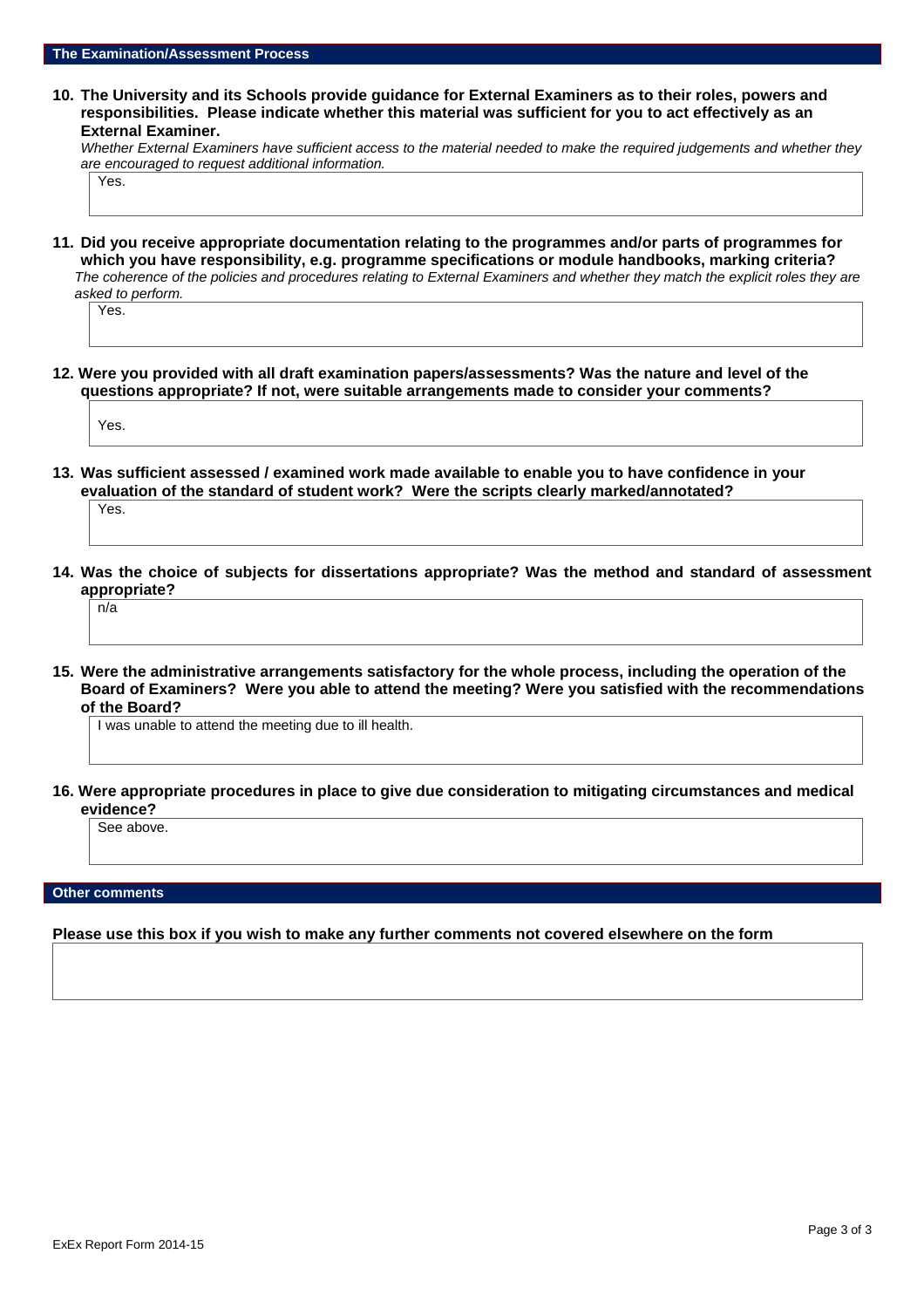## The Examination/Assessment Process

**10. The University and its Schools provide guidance for External Examiners as to their roles, powers and responsibilities. Please indicate whether this material was sufficient for you to act effectively as an External Examiner.**

*Whether External Examiners have sufficient access to the material needed to make the required judgements and whether they are encouraged to request additional information.*

Yes.

**11. Did you receive appropriate documentation relating to the programmes and/or parts of programmes for which you have responsibility, e.g. programme specifications or module handbooks, marking criteria?**

*The coherence of the policies and procedures relating to External Examiners and whether they match the explicit roles they are asked to perform.*

Yes.

**12. Were you provided with all draft examination papers/assessments? Was the nature and level of the questions appropriate? If not, were suitable arrangements made to consider your comments?**

Yes.

**13. Was sufficient assessed / examined work made available to enable you to have confidence in your evaluation of the standard of student work? Were the scripts clearly marked/annotated?**

Yes.

**14. Was the choice of subjects for dissertations appropriate? Was the method and standard of assessment appropriate?**

n/a

**15. Were the administrative arrangements satisfactory for the whole process, including the operation of the Board of Examiners? Were you able to attend the meeting? Were you satisfied with the recommendations of the Board?**

I was unable to attend the meeting due to ill health.

**16. Were appropriate procedures in place to give due consideration to mitigating circumstances and medical evidence?**

See above.

## Other comments

**Please use this box if you wish to make any further comments not covered elsewhere on the form**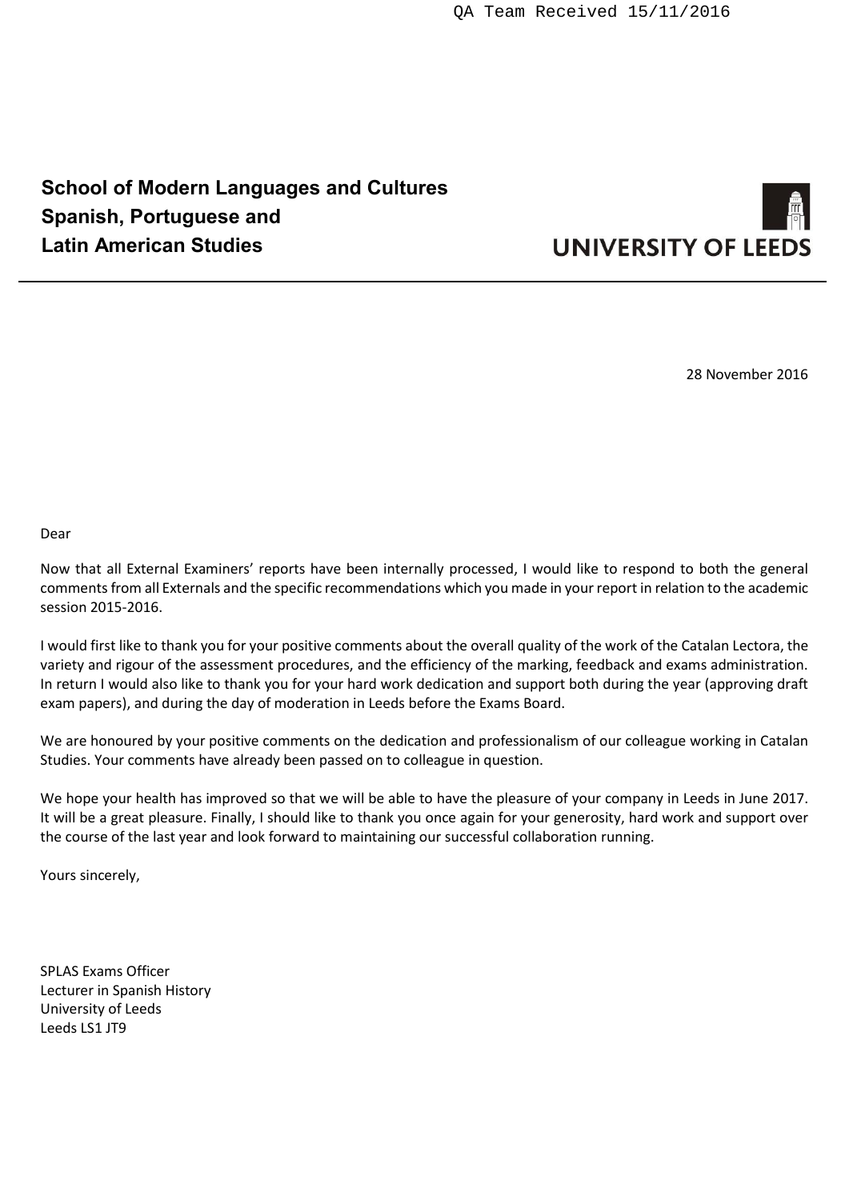QA Team Received 15/11/2016

**School of Modern Languages and Cultures**
**Spanish, Portuguese and**
**Latin American Studies**

UNIVERSITY OF LEEDS

28 November 2016

Dear

Now that all External Examiners' reports have been internally processed, I would like to respond to both the general comments from all Externals and the specific recommendations which you made in your report in relation to the academic session 2015-2016.

I would first like to thank you for your positive comments about the overall quality of the work of the Catalan Lectora, the variety and rigour of the assessment procedures, and the efficiency of the marking, feedback and exams administration. In return I would also like to thank you for your hard work dedication and support both during the year (approving draft exam papers), and during the day of moderation in Leeds before the Exams Board.

We are honoured by your positive comments on the dedication and professionalism of our colleague working in Catalan Studies. Your comments have already been passed on to colleague in question.

We hope your health has improved so that we will be able to have the pleasure of your company in Leeds in June 2017. It will be a great pleasure. Finally, I should like to thank you once again for your generosity, hard work and support over the course of the last year and look forward to maintaining our successful collaboration running.

Yours sincerely,

SPLAS Exams Officer
Lecturer in Spanish History
University of Leeds
Leeds LS1 JT9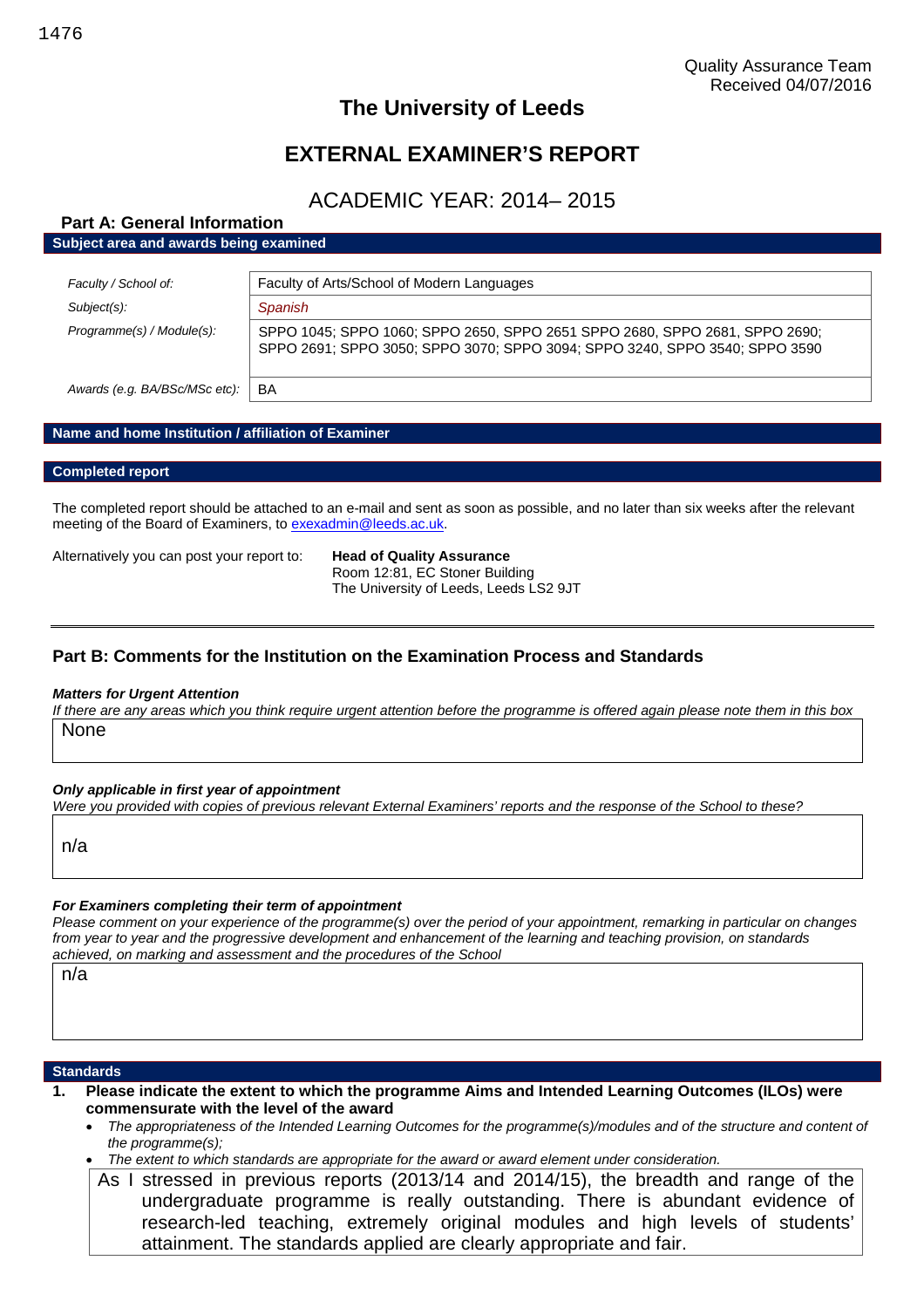Quality Assurance Team
Received 04/07/2016

# The University of Leeds

# EXTERNAL EXAMINER'S REPORT

## ACADEMIC YEAR: 2014– 2015

### Part A: General Information

**Subject area and awards being examined**

| | |
|---|---|
| *Faculty / School of:* | Faculty of Arts/School of Modern Languages |
| *Subject(s):* | *Spanish* |
| *Programme(s) / Module(s):* | SPPO 1045; SPPO 1060; SPPO 2650, SPPO 2651 SPPO 2680, SPPO 2681, SPPO 2690; SPPO 2691; SPPO 3050; SPPO 3070; SPPO 3094; SPPO 3240, SPPO 3540; SPPO 3590 |
| *Awards (e.g. BA/BSc/MSc etc):* | BA |

**Name and home Institution / affiliation of Examiner**

**Completed report**

The completed report should be attached to an e-mail and sent as soon as possible, and no later than six weeks after the relevant meeting of the Board of Examiners, to exexadmin@leeds.ac.uk.

Alternatively you can post your report to: **Head of Quality Assurance**
Room 12:81, EC Stoner Building
The University of Leeds, Leeds LS2 9JT

---

### Part B: Comments for the Institution on the Examination Process and Standards

***Matters for Urgent Attention***

*If there are any areas which you think require urgent attention before the programme is offered again please note them in this box*

None

***Only applicable in first year of appointment***

*Were you provided with copies of previous relevant External Examiners' reports and the response of the School to these?*

n/a

***For Examiners completing their term of appointment***

*Please comment on your experience of the programme(s) over the period of your appointment, remarking in particular on changes from year to year and the progressive development and enhancement of the learning and teaching provision, on standards achieved, on marking and assessment and the procedures of the School*

n/a

**Standards**

1. **Please indicate the extent to which the programme Aims and Intended Learning Outcomes (ILOs) were commensurate with the level of the award**
   - *The appropriateness of the Intended Learning Outcomes for the programme(s)/modules and of the structure and content of the programme(s);*
   - *The extent to which standards are appropriate for the award or award element under consideration.*

As I stressed in previous reports (2013/14 and 2014/15), the breadth and range of the undergraduate programme is really outstanding. There is abundant evidence of research-led teaching, extremely original modules and high levels of students' attainment. The standards applied are clearly appropriate and fair.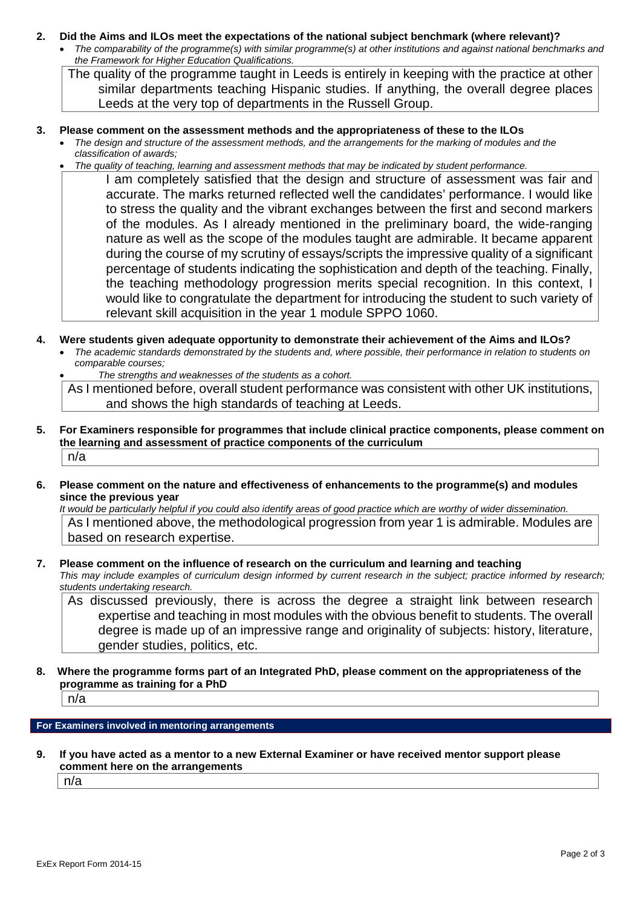**2. Did the Aims and ILOs meet the expectations of the national subject benchmark (where relevant)?**

- *The comparability of the programme(s) with similar programme(s) at other institutions and against national benchmarks and the Framework for Higher Education Qualifications.*

The quality of the programme taught in Leeds is entirely in keeping with the practice at other similar departments teaching Hispanic studies. If anything, the overall degree places Leeds at the very top of departments in the Russell Group.

**3. Please comment on the assessment methods and the appropriateness of these to the ILOs**

- *The design and structure of the assessment methods, and the arrangements for the marking of modules and the classification of awards;*
- *The quality of teaching, learning and assessment methods that may be indicated by student performance.*

I am completely satisfied that the design and structure of assessment was fair and accurate. The marks returned reflected well the candidates' performance. I would like to stress the quality and the vibrant exchanges between the first and second markers of the modules. As I already mentioned in the preliminary board, the wide-ranging nature as well as the scope of the modules taught are admirable. It became apparent during the course of my scrutiny of essays/scripts the impressive quality of a significant percentage of students indicating the sophistication and depth of the teaching. Finally, the teaching methodology progression merits special recognition. In this context, I would like to congratulate the department for introducing the student to such variety of relevant skill acquisition in the year 1 module SPPO 1060.

**4. Were students given adequate opportunity to demonstrate their achievement of the Aims and ILOs?**

- *The academic standards demonstrated by the students and, where possible, their performance in relation to students on comparable courses;*
- *The strengths and weaknesses of the students as a cohort.*

As I mentioned before, overall student performance was consistent with other UK institutions, and shows the high standards of teaching at Leeds.

**5. For Examiners responsible for programmes that include clinical practice components, please comment on the learning and assessment of practice components of the curriculum**

n/a

**6. Please comment on the nature and effectiveness of enhancements to the programme(s) and modules since the previous year**

*It would be particularly helpful if you could also identify areas of good practice which are worthy of wider dissemination.*

As I mentioned above, the methodological progression from year 1 is admirable. Modules are based on research expertise.

**7. Please comment on the influence of research on the curriculum and learning and teaching**

*This may include examples of curriculum design informed by current research in the subject; practice informed by research; students undertaking research.*

As discussed previously, there is across the degree a straight link between research expertise and teaching in most modules with the obvious benefit to students. The overall degree is made up of an impressive range and originality of subjects: history, literature, gender studies, politics, etc.

**8. Where the programme forms part of an Integrated PhD, please comment on the appropriateness of the programme as training for a PhD**

n/a

**For Examiners involved in mentoring arrangements**

**9. If you have acted as a mentor to a new External Examiner or have received mentor support please comment here on the arrangements**

n/a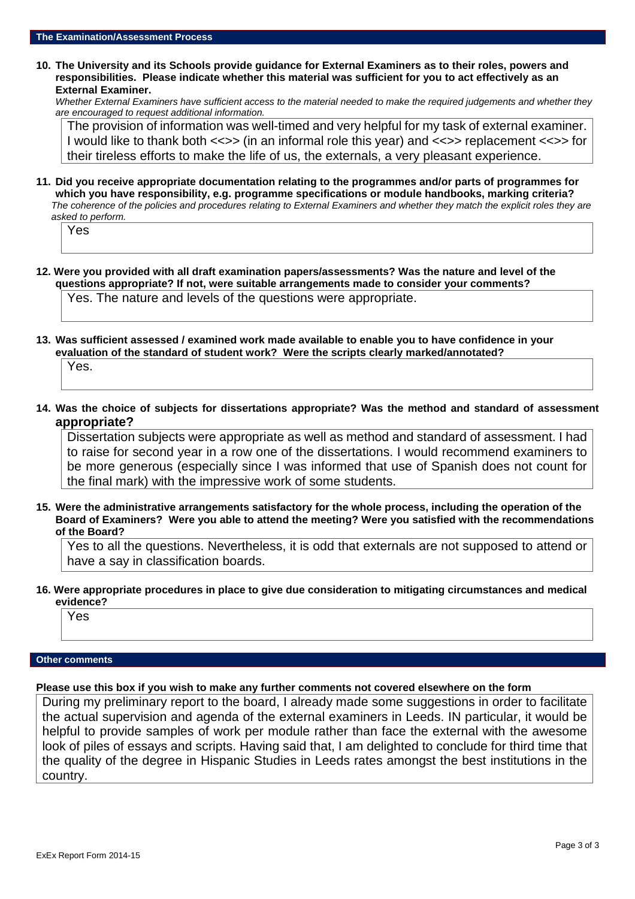## The Examination/Assessment Process

**10. The University and its Schools provide guidance for External Examiners as to their roles, powers and responsibilities. Please indicate whether this material was sufficient for you to act effectively as an External Examiner.**

*Whether External Examiners have sufficient access to the material needed to make the required judgements and whether they are encouraged to request additional information.*

The provision of information was well-timed and very helpful for my task of external examiner. I would like to thank both <<>> (in an informal role this year) and <<>> replacement <<>> for their tireless efforts to make the life of us, the externals, a very pleasant experience.

**11. Did you receive appropriate documentation relating to the programmes and/or parts of programmes for which you have responsibility, e.g. programme specifications or module handbooks, marking criteria?**

*The coherence of the policies and procedures relating to External Examiners and whether they match the explicit roles they are asked to perform.*

Yes

**12. Were you provided with all draft examination papers/assessments? Was the nature and level of the questions appropriate? If not, were suitable arrangements made to consider your comments?**

Yes. The nature and levels of the questions were appropriate.

**13. Was sufficient assessed / examined work made available to enable you to have confidence in your evaluation of the standard of student work? Were the scripts clearly marked/annotated?**

Yes.

**14. Was the choice of subjects for dissertations appropriate? Was the method and standard of assessment appropriate?**

Dissertation subjects were appropriate as well as method and standard of assessment. I had to raise for second year in a row one of the dissertations. I would recommend examiners to be more generous (especially since I was informed that use of Spanish does not count for the final mark) with the impressive work of some students.

**15. Were the administrative arrangements satisfactory for the whole process, including the operation of the Board of Examiners? Were you able to attend the meeting? Were you satisfied with the recommendations of the Board?**

Yes to all the questions. Nevertheless, it is odd that externals are not supposed to attend or have a say in classification boards.

**16. Were appropriate procedures in place to give due consideration to mitigating circumstances and medical evidence?**

Yes

## Other comments

**Please use this box if you wish to make any further comments not covered elsewhere on the form**

During my preliminary report to the board, I already made some suggestions in order to facilitate the actual supervision and agenda of the external examiners in Leeds. IN particular, it would be helpful to provide samples of work per module rather than face the external with the awesome look of piles of essays and scripts. Having said that, I am delighted to conclude for third time that the quality of the degree in Hispanic Studies in Leeds rates amongst the best institutions in the country.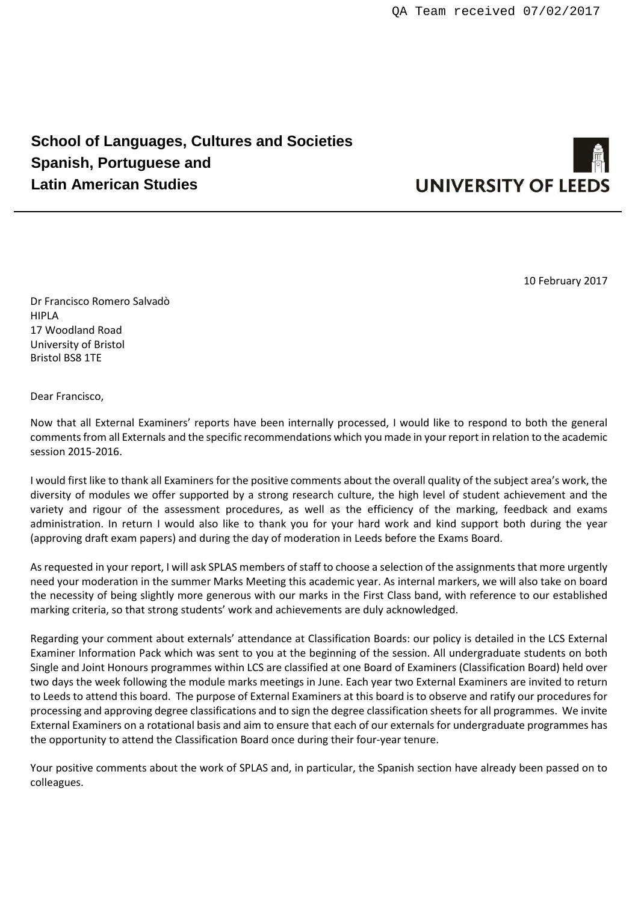QA Team received 07/02/2017

**School of Languages, Cultures and Societies**
**Spanish, Portuguese and**
**Latin American Studies**

**UNIVERSITY OF LEEDS**

10 February 2017

Dr Francisco Romero Salvadò
HIPLA
17 Woodland Road
University of Bristol
Bristol BS8 1TE

Dear Francisco,

Now that all External Examiners' reports have been internally processed, I would like to respond to both the general comments from all Externals and the specific recommendations which you made in your report in relation to the academic session 2015-2016.

I would first like to thank all Examiners for the positive comments about the overall quality of the subject area's work, the diversity of modules we offer supported by a strong research culture, the high level of student achievement and the variety and rigour of the assessment procedures, as well as the efficiency of the marking, feedback and exams administration. In return I would also like to thank you for your hard work and kind support both during the year (approving draft exam papers) and during the day of moderation in Leeds before the Exams Board.

As requested in your report, I will ask SPLAS members of staff to choose a selection of the assignments that more urgently need your moderation in the summer Marks Meeting this academic year. As internal markers, we will also take on board the necessity of being slightly more generous with our marks in the First Class band, with reference to our established marking criteria, so that strong students' work and achievements are duly acknowledged.

Regarding your comment about externals' attendance at Classification Boards: our policy is detailed in the LCS External Examiner Information Pack which was sent to you at the beginning of the session. All undergraduate students on both Single and Joint Honours programmes within LCS are classified at one Board of Examiners (Classification Board) held over two days the week following the module marks meetings in June. Each year two External Examiners are invited to return to Leeds to attend this board. The purpose of External Examiners at this board is to observe and ratify our procedures for processing and approving degree classifications and to sign the degree classification sheets for all programmes. We invite External Examiners on a rotational basis and aim to ensure that each of our externals for undergraduate programmes has the opportunity to attend the Classification Board once during their four-year tenure.

Your positive comments about the work of SPLAS and, in particular, the Spanish section have already been passed on to colleagues.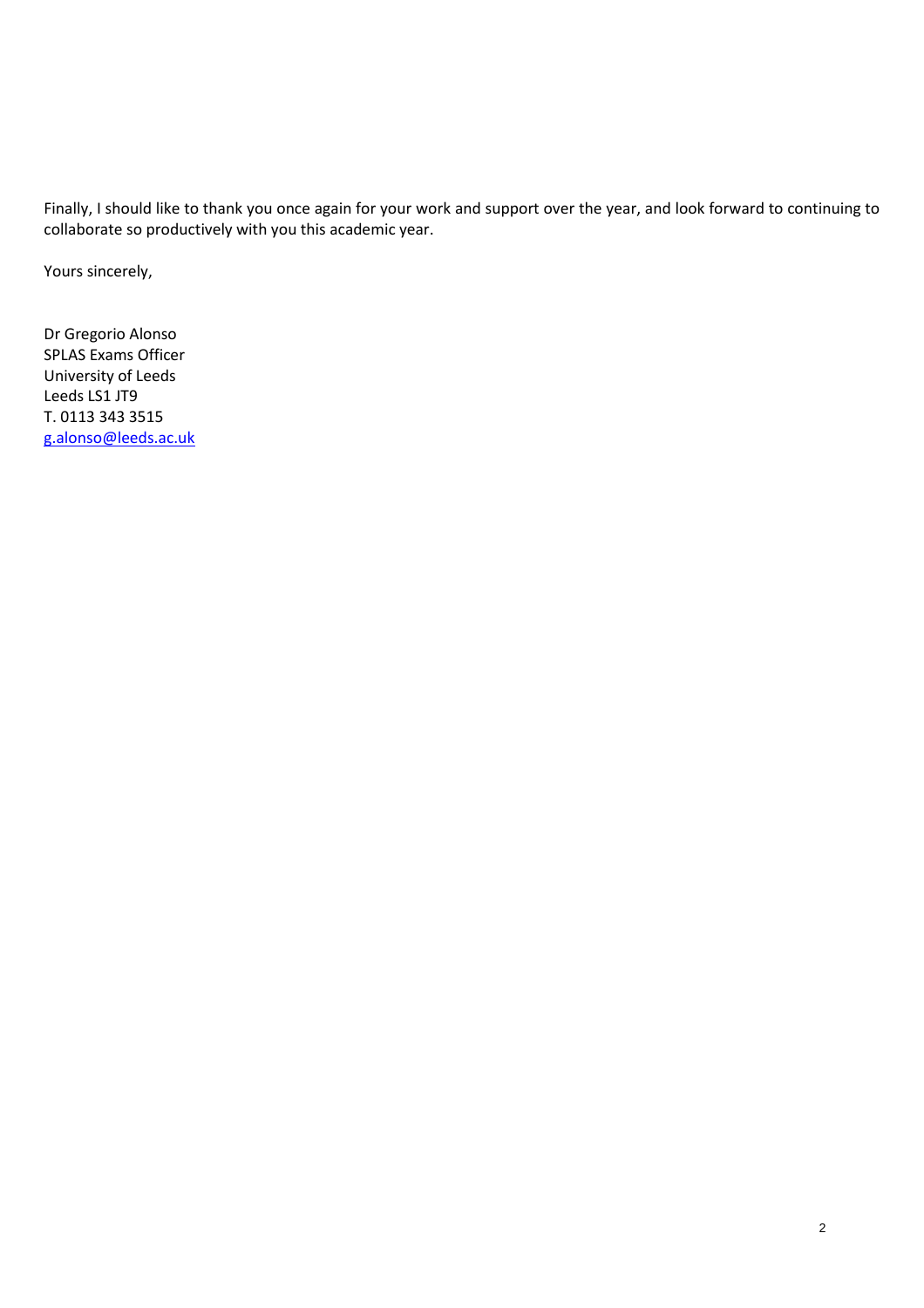Finally, I should like to thank you once again for your work and support over the year, and look forward to continuing to collaborate so productively with you this academic year.

Yours sincerely,

Dr Gregorio Alonso
SPLAS Exams Officer
University of Leeds
Leeds LS1 JT9
T. 0113 343 3515
g.alonso@leeds.ac.uk